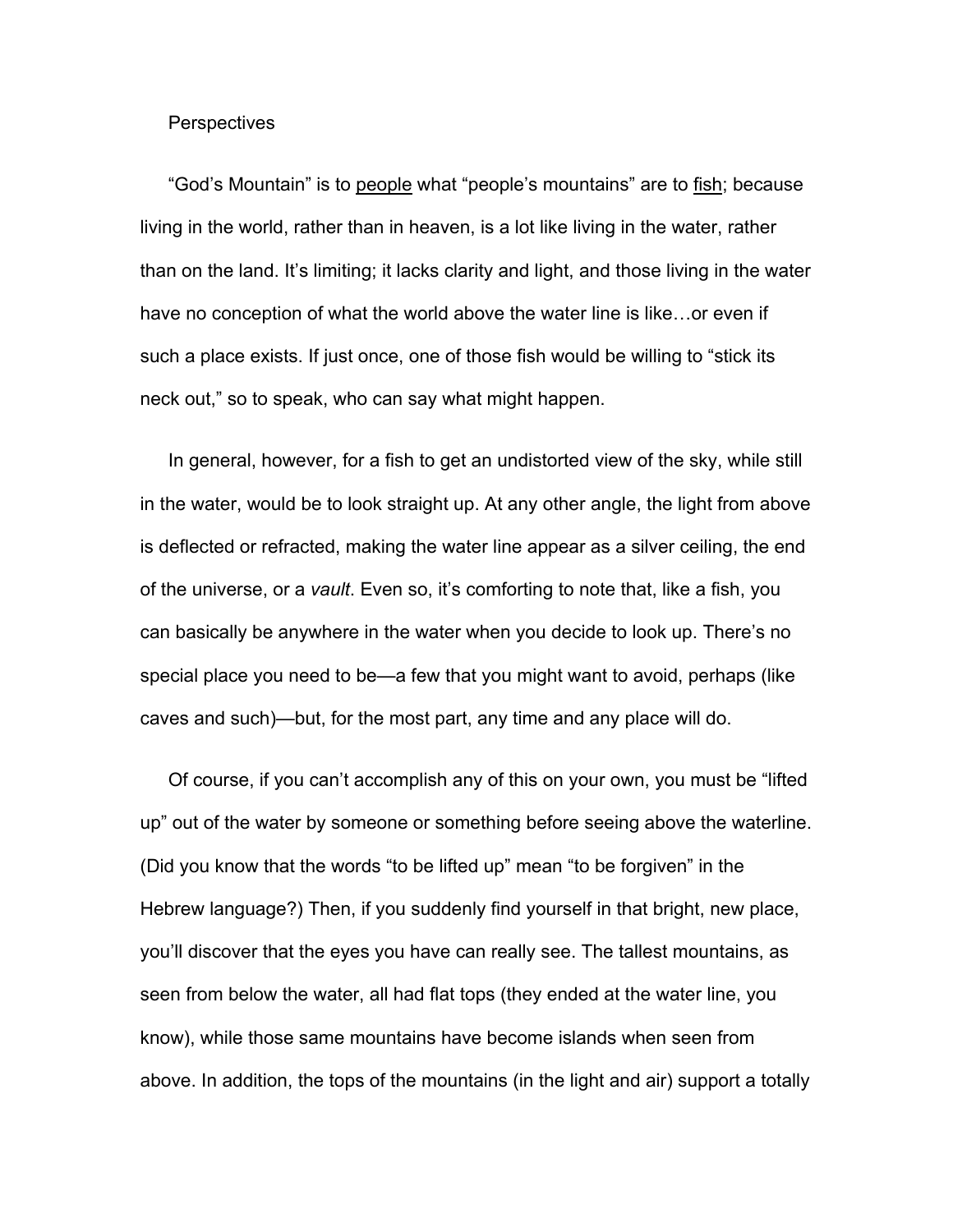# Perspectives

"God's Mountain" is to <u>people</u> what "people's mountains" are to <u>fish</u>; because living in the world, rather than in heaven, is a lot like living in the water, rather than on the land. It's limiting; it lacks clarity and light, and those living in the water have no conception of what the world above the water line is like…or even if such a place exists. If just once, one of those fish would be willing to "stick its neck out," so to speak, who can say what might happen.

In general, however, for a fish to get an undistorted view of the sky, while still in the water, would be to look straight up. At any other angle, the light from above is deflected or refracted, making the water line appear as a silver ceiling, the end of the universe, or a *vault*. Even so, it's comforting to note that, like a fish, you can basically be anywhere in the water when you decide to look up. There's no special place you need to be—a few that you might want to avoid, perhaps (like caves and such)—but, for the most part, any time and any place will do.

Of course, if you can't accomplish any of this on your own, you must be "lifted up" out of the water by someone or something before seeing above the waterline. (Did you know that the words "to be lifted up" mean "to be forgiven" in the Hebrew language?) Then, if you suddenly find yourself in that bright, new place, you'll discover that the eyes you have can really see. The tallest mountains, as seen from below the water, all had flat tops (they ended at the water line, you know), while those same mountains have become islands when seen from above. In addition, the tops of the mountains (in the light and air) support a totally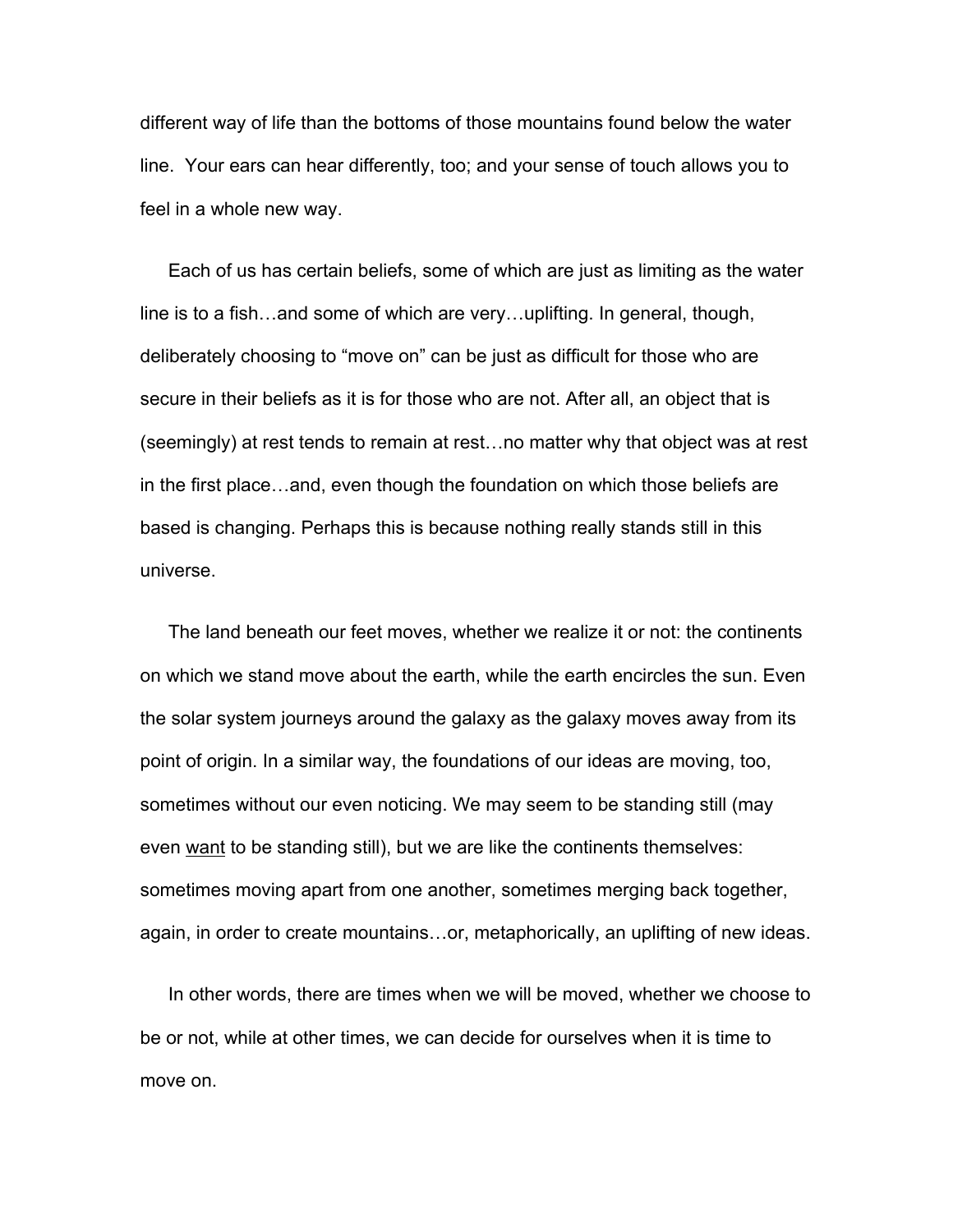different way of life than the bottoms of those mountains found below the water line. Your ears can hear differently, too; and your sense of touch allows you to feel in a whole new way.

Each of us has certain beliefs, some of which are just as limiting as the water line is to a fish…and some of which are very…uplifting. In general, though, deliberately choosing to "move on" can be just as difficult for those who are secure in their beliefs as it is for those who are not. After all, an object that is (seemingly) at rest tends to remain at rest…no matter why that object was at rest in the first place…and, even though the foundation on which those beliefs are based is changing. Perhaps this is because nothing really stands still in this universe.

The land beneath our feet moves, whether we realize it or not: the continents on which we stand move about the earth, while the earth encircles the sun. Even the solar system journeys around the galaxy as the galaxy moves away from its point of origin. In a similar way, the foundations of our ideas are moving, too, sometimes without our even noticing. We may seem to be standing still (may even <u>want</u> to be standing still), but we are like the continents themselves: sometimes moving apart from one another, sometimes merging back together, again, in order to create mountains…or, metaphorically, an uplifting of new ideas.

In other words, there are times when we will be moved, whether we choose to be or not, while at other times, we can decide for ourselves when it is time to move on.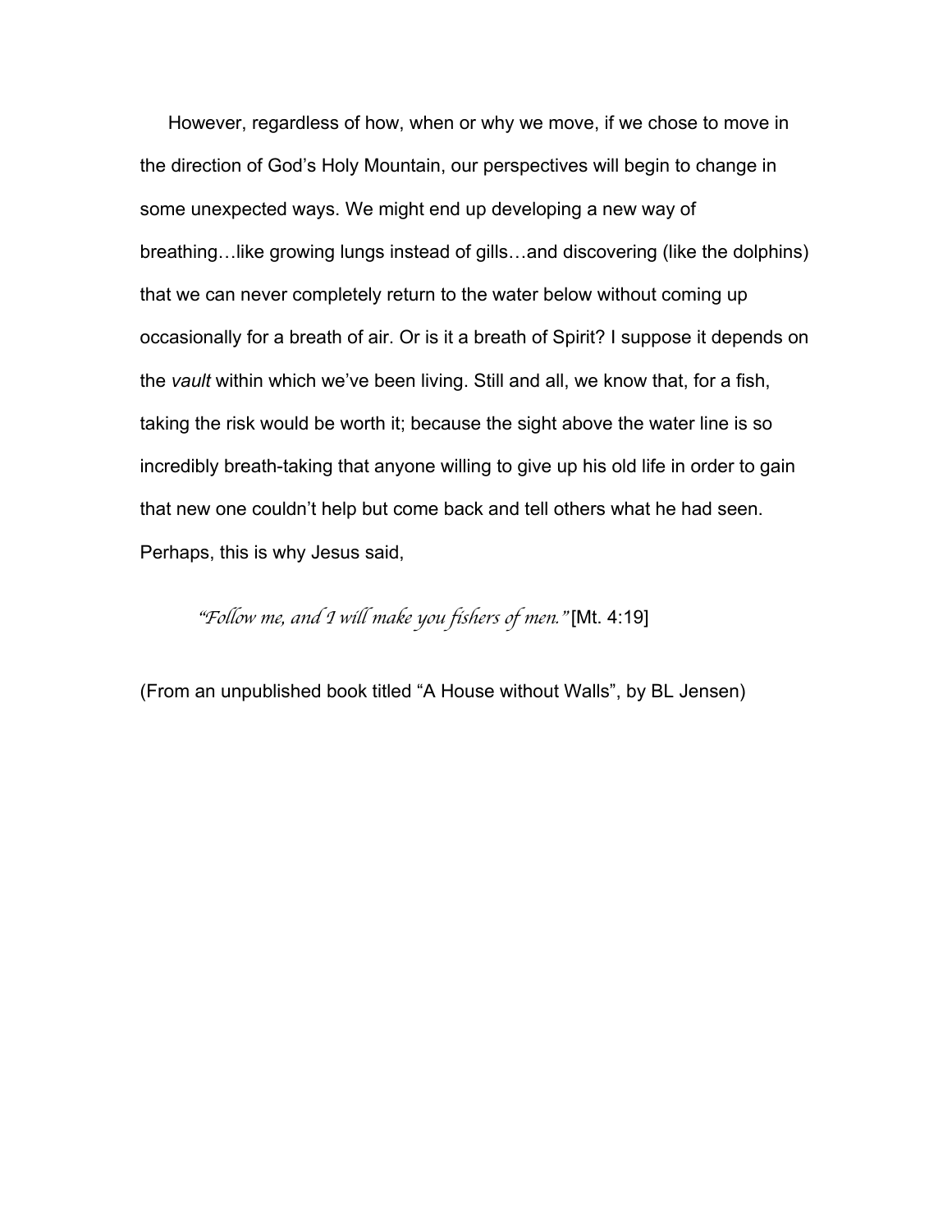However, regardless of how, when or why we move, if we chose to move in the direction of God's Holy Mountain, our perspectives will begin to change in some unexpected ways. We might end up developing a new way of breathing…like growing lungs instead of gills…and discovering (like the dolphins) that we can never completely return to the water below without coming up occasionally for a breath of air. Or is it a breath of Spirit? I suppose it depends on the *vault* within which we've been living. Still and all, we know that, for a fish, taking the risk would be worth it; because the sight above the water line is so incredibly breath-taking that anyone willing to give up his old life in order to gain that new one couldn't help but come back and tell others what he had seen. Perhaps, this is why Jesus said,

> *"Follow me, and I will make you fishers of men."* [Mt. 4:19]

(From an unpublished book titled "A House without Walls", by BL Jensen)